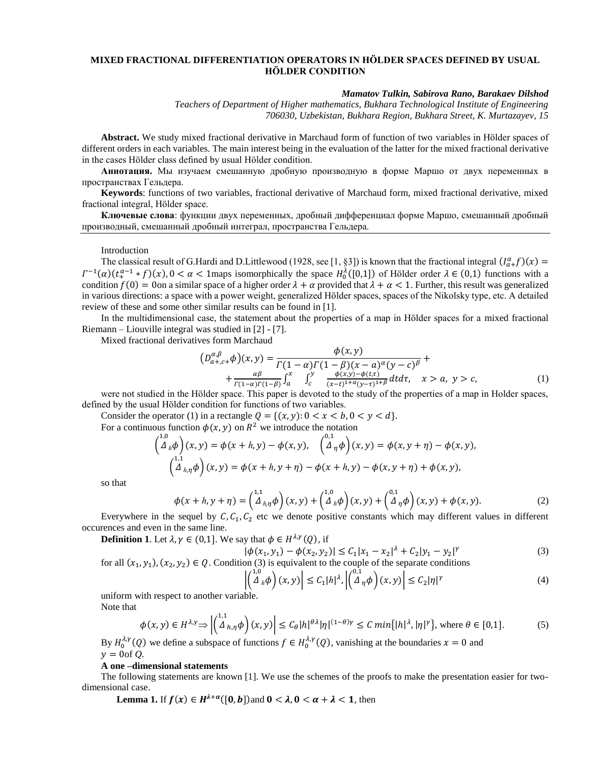# MIXED FRACTIONAL DIFFERENTIATION OPERATORS IN HÖLDER SPACES DEFINED BY USUAL HÖLDER CONDITION

***Mamatov Tulkin, Sabirova Rano, Barakaev Dilshod***

*Teachers of Department of Higher mathematics, Bukhara Technological Institute of Engineering*
*706030, Uzbekistan, Bukhara Region, Bukhara Street, K. Murtazayev, 15*

**Abstract.** We study mixed fractional derivative in Marchaud form of function of two variables in Hölder spaces of different orders in each variables. The main interest being in the evaluation of the latter for the mixed fractional derivative in the cases Hölder class defined by usual Hölder condition.

**Аннотация.** Мы изучаем смешанную дробную производную в форме Маршо от двух переменных в пространствах Гельдера.

**Keywords**: functions of two variables, fractional derivative of Marchaud form, mixed fractional derivative, mixed fractional integral, Hölder space.

**Ключевые слова**: функции двух переменных, дробный дифференциал форме Маршо, смешанный дробный производный, смешанный дробный интеграл, пространства Гельдера.

---

Introduction

The classical result of G.Hardi and D.Littlewood (1928, see [1, §3]) is known that the fractional integral $(I^{\alpha}_{a+}f)(x) = \Gamma^{-1}(\alpha)(t^{\alpha-1}_{+} * f)(x), 0 < \alpha < 1$maps isomorphically the space $H^{\lambda}_{0}([0,1])$ of Hölder order $\lambda \in (0,1)$ functions with a condition $f(0) = 0$on a similar space of a higher order $\lambda + \alpha$ provided that $\lambda + \alpha < 1$. Further, this result was generalized in various directions: a space with a power weight, generalized Hölder spaces, spaces of the Nikolsky type, etc. A detailed review of these and some other similar results can be found in [1].

In the multidimensional case, the statement about the properties of a map in Hölder spaces for a mixed fractional Riemann – Liouville integral was studied in [2] - [7].

Mixed fractional derivatives form Marchaud

$$\left(D^{\alpha,\beta}_{a+,c+}\phi\right)(x,y) = \frac{\phi(x,y)}{\Gamma(1-\alpha)\Gamma(1-\beta)(x-a)^{\alpha}(y-c)^{\beta}} + \\ + \frac{\alpha\beta}{\Gamma(1-\alpha)\Gamma(1-\beta)}\int_{a}^{x}\int_{c}^{y}\frac{\phi(x,y)-\phi(t,\tau)}{(x-t)^{1+\alpha}(y-\tau)^{1+\beta}}dtd\tau, \quad x > a,\ y > c, \tag{1}$$

were not studied in the Hölder space. This paper is devoted to the study of the properties of a map in Holder spaces, defined by the usual Hölder condition for functions of two variables.

Consider the operator (1) in a rectangle $Q = \{(x,y): 0 < x < b, 0 < y < d\}$.

For a continuous function $\phi(x,y)$ on $R^2$ we introduce the notation

$$\left(\overset{1,0}{\Delta}_{h}\phi\right)(x,y) = \phi(x+h,y) - \phi(x,y), \quad \left(\overset{0,1}{\Delta}_{\eta}\phi\right)(x,y) = \phi(x,y+\eta) - \phi(x,y),$$
$$\left(\overset{1,1}{\Delta}_{h,\eta}\phi\right)(x,y) = \phi(x+h,y+\eta) - \phi(x+h,y) - \phi(x,y+\eta) + \phi(x,y),$$

so that

$$\phi(x+h,y+\eta) = \left(\overset{1,1}{\Delta}_{h,\eta}\phi\right)(x,y) + \left(\overset{1,0}{\Delta}_{h}\phi\right)(x,y) + \left(\overset{0,1}{\Delta}_{\eta}\phi\right)(x,y) + \phi(x,y). \tag{2}$$

Everywhere in the sequel by $C, C_1, C_2$ etc we denote positive constants which may different values in different occurences and even in the same line.

**Definition 1**. Let $\lambda, \gamma \in (0,1]$. We say that $\phi \in H^{\lambda,\gamma}(Q)$, if

$$|\phi(x_1,y_1) - \phi(x_2,y_2)| \le C_1|x_1 - x_2|^{\lambda} + C_2|y_1 - y_2|^{\gamma} \tag{3}$$

for all $(x_1,y_1),(x_2,y_2) \in Q$. Condition (3) is equivalent to the couple of the separate conditions

$$\left|\left(\overset{1,0}{\Delta}_{h}\phi\right)(x,y)\right| \le C_1|h|^{\lambda}, \left|\left(\overset{0,1}{\Delta}_{\eta}\phi\right)(x,y)\right| \le C_2|\eta|^{\gamma} \tag{4}$$

uniform with respect to another variable.

Note that

$$\phi(x,y) \in H^{\lambda,\gamma} \Rightarrow \left|\left(\overset{1,1}{\Delta}_{h,\eta}\phi\right)(x,y)\right| \le C_{\theta}|h|^{\theta\lambda}|\eta|^{(1-\theta)\gamma} \le C\, min\{|h|^{\lambda}, |\eta|^{\gamma}\}, \text{ where } \theta \in [0,1]. \tag{5}$$

By $H^{\lambda,\gamma}_{0}(Q)$ we define a subspace of functions $f \in H^{\lambda,\gamma}_{0}(Q)$, vanishing at the boundaries $x = 0$ and $y = 0$of $Q$.

**A one –dimensional statements**

The following statements are known [1]. We use the schemes of the proofs to make the presentation easier for two-dimensional case.

**Lemma 1.** If $\boldsymbol{f(x) \in H^{\lambda+\alpha}([0,b])}$and $\boldsymbol{0 < \lambda, 0 < \alpha + \lambda < 1}$, then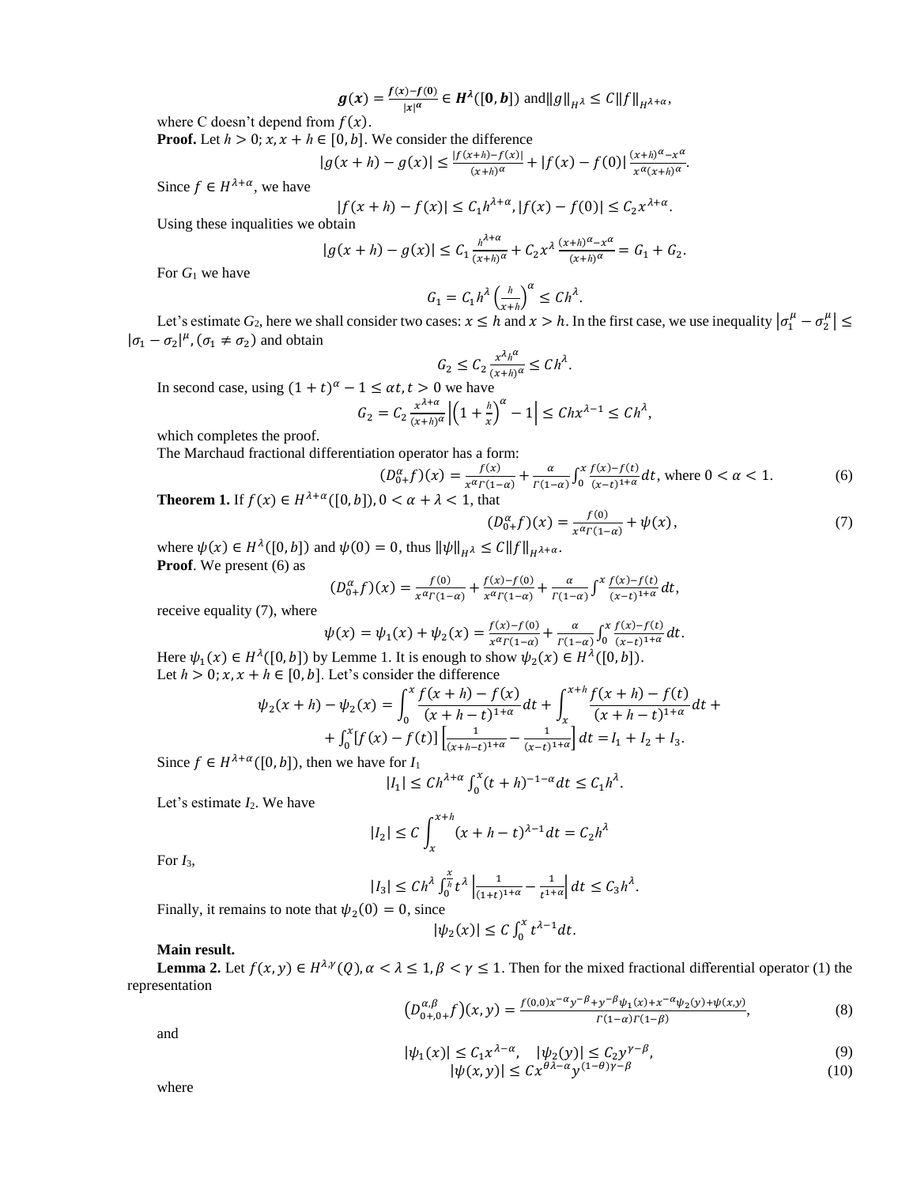$$g(x) = \frac{f(x)-f(0)}{|x|^{\alpha}} \in H^{\lambda}([0,b]) \text{ and} \|g\|_{H^{\lambda}} \leq C\|f\|_{H^{\lambda+\alpha}},$$

where C doesn't depend from $f(x)$.

**Proof.** Let $h > 0; x, x+h \in [0,b]$. We consider the difference

$$|g(x+h) - g(x)| \leq \frac{|f(x+h)-f(x)|}{(x+h)^{\alpha}} + |f(x) - f(0)| \frac{(x+h)^{\alpha}-x^{\alpha}}{x^{\alpha}(x+h)^{\alpha}}.$$

Since $f \in H^{\lambda+\alpha}$, we have

$$|f(x+h) - f(x)| \leq C_1 h^{\lambda+\alpha}, |f(x) - f(0)| \leq C_2 x^{\lambda+\alpha}.$$

Using these inqualities we obtain

$$|g(x+h) - g(x)| \leq C_1 \frac{h^{\lambda+\alpha}}{(x+h)^{\alpha}} + C_2 x^{\lambda} \frac{(x+h)^{\alpha}-x^{\alpha}}{(x+h)^{\alpha}} = G_1 + G_2.$$

For $G_1$ we have

$$G_1 = C_1 h^{\lambda} \left(\frac{h}{x+h}\right)^{\alpha} \leq Ch^{\lambda}.$$

Let's estimate $G_2$, here we shall consider two cases: $x \leq h$ and $x > h$. In the first case, we use inequality $\left|\sigma_1^{\mu} - \sigma_2^{\mu}\right| \leq |\sigma_1 - \sigma_2|^{\mu}, (\sigma_1 \neq \sigma_2)$ and obtain

$$G_2 \leq C_2 \frac{x^{\lambda} h^{\alpha}}{(x+h)^{\alpha}} \leq Ch^{\lambda}.$$

In second case, using $(1+t)^{\alpha} - 1 \leq \alpha t, t > 0$ we have

$$G_2 = C_2 \frac{x^{\lambda+\alpha}}{(x+h)^{\alpha}} \left|\left(1+\frac{h}{x}\right)^{\alpha} - 1\right| \leq Chx^{\lambda-1} \leq Ch^{\lambda},$$

which completes the proof.

The Marchaud fractional differentiation operator has a form:

$$(D_{0+}^{\alpha} f)(x) = \frac{f(x)}{x^{\alpha}\Gamma(1-\alpha)} + \frac{\alpha}{\Gamma(1-\alpha)} \int_0^x \frac{f(x)-f(t)}{(x-t)^{1+\alpha}} dt, \text{ where } 0 < \alpha < 1. \tag{6}$$

**Theorem 1.** If $f(x) \in H^{\lambda+\alpha}([0,b]), 0 < \alpha + \lambda < 1$, that

$$(D_{0+}^{\alpha} f)(x) = \frac{f(0)}{x^{\alpha}\Gamma(1-\alpha)} + \psi(x), \tag{7}$$

where $\psi(x) \in H^{\lambda}([0,b])$ and $\psi(0) = 0$, thus $\|\psi\|_{H^{\lambda}} \leq C\|f\|_{H^{\lambda+\alpha}}$.

**Proof**. We present (6) as

$$(D_{0+}^{\alpha} f)(x) = \frac{f(0)}{x^{\alpha}\Gamma(1-\alpha)} + \frac{f(x)-f(0)}{x^{\alpha}\Gamma(1-\alpha)} + \frac{\alpha}{\Gamma(1-\alpha)} \int^x \frac{f(x)-f(t)}{(x-t)^{1+\alpha}} dt,$$

receive equality (7), where

$$\psi(x) = \psi_1(x) + \psi_2(x) = \frac{f(x)-f(0)}{x^{\alpha}\Gamma(1-\alpha)} + \frac{\alpha}{\Gamma(1-\alpha)} \int_0^x \frac{f(x)-f(t)}{(x-t)^{1+\alpha}} dt.$$

Here $\psi_1(x) \in H^{\lambda}([0,b])$ by Lemme 1. It is enough to show $\psi_2(x) \in H^{\lambda}([0,b])$.

Let $h > 0; x, x+h \in [0,b]$. Let's consider the difference

$$\psi_2(x+h) - \psi_2(x) = \int_0^x \frac{f(x+h)-f(x)}{(x+h-t)^{1+\alpha}} dt + \int_x^{x+h} \frac{f(x+h)-f(t)}{(x+h-t)^{1+\alpha}} dt +$$
$$+ \int_0^x [f(x) - f(t)] \left[\frac{1}{(x+h-t)^{1+\alpha}} - \frac{1}{(x-t)^{1+\alpha}}\right] dt = I_1 + I_2 + I_3.$$

Since $f \in H^{\lambda+\alpha}([0,b])$, then we have for $I_1$

$$|I_1| \leq Ch^{\lambda+\alpha} \int_0^x (t+h)^{-1-\alpha} dt \leq C_1 h^{\lambda}.$$

Let's estimate $I_2$. We have

$$|I_2| \leq C \int_x^{x+h} (x+h-t)^{\lambda-1} dt = C_2 h^{\lambda}$$

For $I_3$,

$$|I_3| \leq Ch^{\lambda} \int_0^{\frac{x}{h}} t^{\lambda} \left|\frac{1}{(1+t)^{1+\alpha}} - \frac{1}{t^{1+\alpha}}\right| dt \leq C_3 h^{\lambda}.$$

Finally, it remains to note that $\psi_2(0) = 0$, since

$$|\psi_2(x)| \leq C \int_0^x t^{\lambda-1} dt.$$

**Main result.**

**Lemma 2.** Let $f(x,y) \in H^{\lambda,\gamma}(Q), \alpha < \lambda \leq 1, \beta < \gamma \leq 1$. Then for the mixed fractional differential operator (1) the representation

$$\left(D_{0+,0+}^{\alpha,\beta} f\right)(x,y) = \frac{f(0,0)x^{-\alpha}y^{-\beta} + y^{-\beta}\psi_1(x) + x^{-\alpha}\psi_2(y) + \psi(x,y)}{\Gamma(1-\alpha)\Gamma(1-\beta)}, \tag{8}$$

and

$$|\psi_1(x)| \leq C_1 x^{\lambda-\alpha}, \quad |\psi_2(y)| \leq C_2 y^{\gamma-\beta}, \tag{9}$$

$$|\psi(x,y)| \leq Cx^{\theta\lambda-\alpha} y^{(1-\theta)\gamma-\beta} \tag{10}$$

where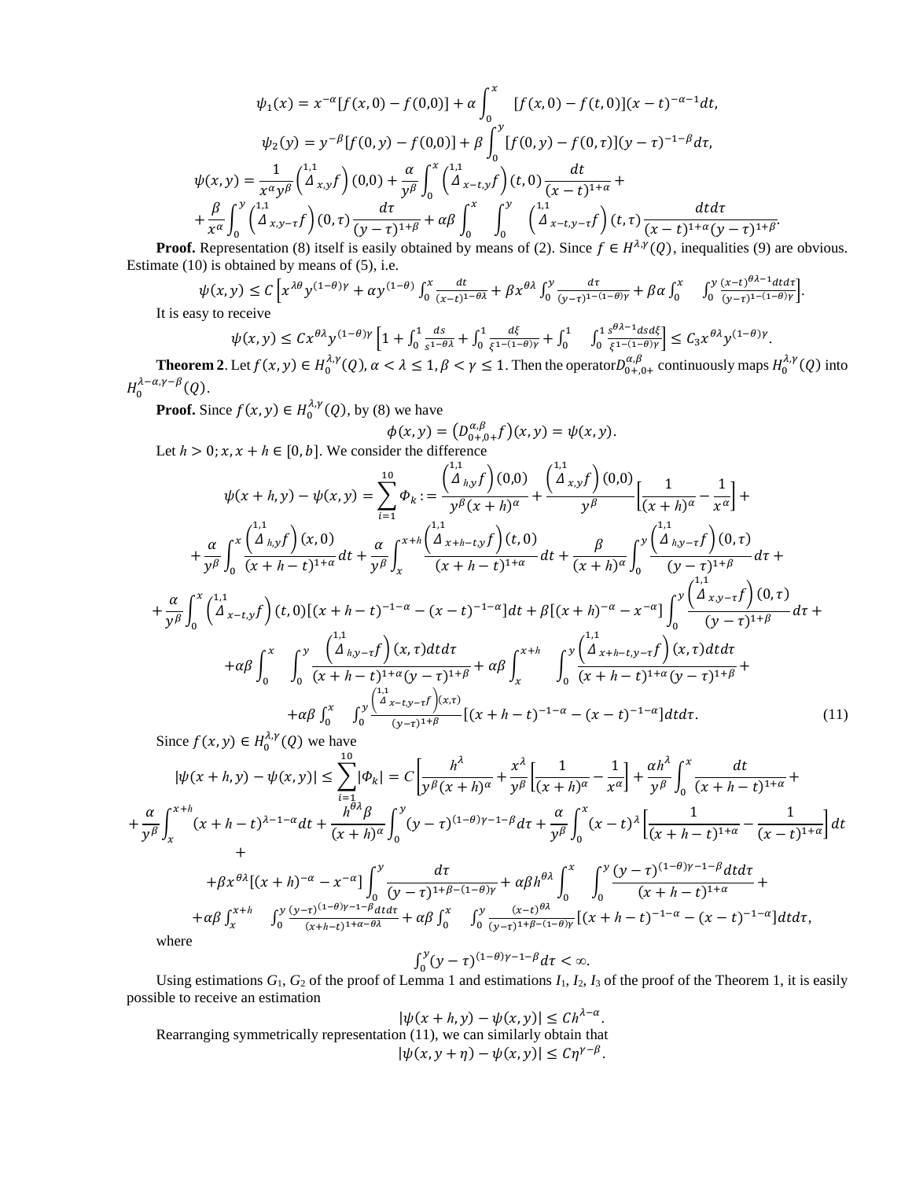$$\psi_1(x) = x^{-\alpha}[f(x,0) - f(0,0)] + \alpha \int_0^x \quad [f(x,0) - f(t,0)](x-t)^{-\alpha-1}dt,$$

$$\psi_2(y) = y^{-\beta}[f(0,y) - f(0,0)] + \beta \int_0^y [f(0,y) - f(0,\tau)](y-\tau)^{-1-\beta}d\tau,$$

$$\psi(x,y) = \frac{1}{x^\alpha y^\beta}\left(\overset{1,1}{\Delta}_{x,y}f\right)(0,0) + \frac{\alpha}{y^\beta}\int_0^x \left(\overset{1,1}{\Delta}_{x-t,y}f\right)(t,0)\frac{dt}{(x-t)^{1+\alpha}} +$$

$$+\frac{\beta}{x^\alpha}\int_0^y \left(\overset{1,1}{\Delta}_{x,y-\tau}f\right)(0,\tau)\frac{d\tau}{(y-\tau)^{1+\beta}} + \alpha\beta\int_0^x \quad \int_0^y \quad \left(\overset{1,1}{\Delta}_{x-t,y-\tau}f\right)(t,\tau)\frac{dtd\tau}{(x-t)^{1+\alpha}(y-\tau)^{1+\beta}}.$$

**Proof.** Representation (8) itself is easily obtained by means of (2). Since $f \in H^{\lambda,\gamma}(Q)$, inequalities (9) are obvious. Estimate (10) is obtained by means of (5), i.e.

$$\psi(x,y) \le C\left[x^{\lambda\theta}y^{(1-\theta)\gamma} + \alpha y^{(1-\theta)}\int_0^x \frac{dt}{(x-t)^{1-\theta\lambda}} + \beta x^{\theta\lambda}\int_0^y \frac{d\tau}{(y-\tau)^{1-(1-\theta)\gamma}} + \beta\alpha\int_0^x \quad \int_0^y \frac{(x-t)^{\theta\lambda-1}dtd\tau}{(y-\tau)^{1-(1-\theta)\gamma}}\right].$$

It is easy to receive

$$\psi(x,y) \le Cx^{\theta\lambda}y^{(1-\theta)\gamma}\left[1 + \int_0^1 \frac{ds}{s^{1-\theta\lambda}} + \int_0^1 \frac{d\xi}{\xi^{1-(1-\theta)\gamma}} + \int_0^1 \quad \int_0^1 \frac{s^{\theta\lambda-1}dsd\xi}{\xi^{1-(1-\theta)\gamma}}\right] \le C_3 x^{\theta\lambda}y^{(1-\theta)\gamma}.$$

**Theorem 2**. Let $f(x,y) \in H_0^{\lambda,\gamma}(Q)$, $\alpha < \lambda \le 1, \beta < \gamma \le 1$. Then the operator $D_{0+,0+}^{\alpha,\beta}$ continuously maps $H_0^{\lambda,\gamma}(Q)$ into $H_0^{\lambda-\alpha,\gamma-\beta}(Q)$.

**Proof.** Since $f(x,y) \in H_0^{\lambda,\gamma}(Q)$, by (8) we have

$$\phi(x,y) = \left(D_{0+,0+}^{\alpha,\beta}f\right)(x,y) = \psi(x,y).$$

Let $h > 0; x, x+h \in [0,b]$. We consider the difference

$$\psi(x+h,y) - \psi(x,y) = \sum_{i=1}^{10} \Phi_k := \frac{\left(\overset{1,1}{\Delta}_{h,y}f\right)(0,0)}{y^\beta(x+h)^\alpha} + \frac{\left(\overset{1,1}{\Delta}_{x,y}f\right)(0,0)}{y^\beta}\left[\frac{1}{(x+h)^\alpha} - \frac{1}{x^\alpha}\right] +$$

$$+\frac{\alpha}{y^\beta}\int_0^x \frac{\left(\overset{1,1}{\Delta}_{h,y}f\right)(x,0)}{(x+h-t)^{1+\alpha}}dt + \frac{\alpha}{y^\beta}\int_x^{x+h}\frac{\left(\overset{1,1}{\Delta}_{x+h-t,y}f\right)(t,0)}{(x+h-t)^{1+\alpha}}dt + \frac{\beta}{(x+h)^\alpha}\int_0^y \frac{\left(\overset{1,1}{\Delta}_{h,y-\tau}f\right)(0,\tau)}{(y-\tau)^{1+\beta}}d\tau +$$

$$+\frac{\alpha}{y^\beta}\int_0^x \left(\overset{1,1}{\Delta}_{x-t,y}f\right)(t,0)[(x+h-t)^{-1-\alpha} - (x-t)^{-1-\alpha}]dt + \beta[(x+h)^{-\alpha} - x^{-\alpha}]\int_0^y \frac{\left(\overset{1,1}{\Delta}_{x,y-\tau}f\right)(0,\tau)}{(y-\tau)^{1+\beta}}d\tau +$$

$$+\alpha\beta\int_0^x \quad \int_0^y \frac{\left(\overset{1,1}{\Delta}_{h,y-\tau}f\right)(x,\tau)dtd\tau}{(x+h-t)^{1+\alpha}(y-\tau)^{1+\beta}} + \alpha\beta\int_x^{x+h} \quad \int_0^y \frac{\left(\overset{1,1}{\Delta}_{x+h-t,y-\tau}f\right)(x,\tau)dtd\tau}{(x+h-t)^{1+\alpha}(y-\tau)^{1+\beta}} +$$

$$+\alpha\beta\int_0^x \quad \int_0^y \frac{\left(\overset{1,1}{\Delta}_{x-t,y-\tau}f\right)(x,\tau)}{(y-\tau)^{1+\beta}}[(x+h-t)^{-1-\alpha} - (x-t)^{-1-\alpha}]dtd\tau. \tag{11}$$

Since $f(x,y) \in H_0^{\lambda,\gamma}(Q)$ we have

$$|\psi(x+h,y) - \psi(x,y)| \le \sum_{i=1}^{10}|\Phi_k| = C\left[\frac{h^\lambda}{y^\beta(x+h)^\alpha} + \frac{x^\lambda}{y^\beta}\left[\frac{1}{(x+h)^\alpha} - \frac{1}{x^\alpha}\right] + \frac{\alpha h^\lambda}{y^\beta}\int_0^x \frac{dt}{(x+h-t)^{1+\alpha}} +\right.$$

$$+\frac{\alpha}{y^\beta}\int_x^{x+h}(x+h-t)^{\lambda-1-\alpha}dt + \frac{h^{\theta\lambda}\beta}{(x+h)^\alpha}\int_0^y (y-\tau)^{(1-\theta)\gamma-1-\beta}d\tau + \frac{\alpha}{y^\beta}\int_0^x (x-t)^\lambda\left[\frac{1}{(x+h-t)^{1+\alpha}} - \frac{1}{(x-t)^{1+\alpha}}\right]dt$$

$$+$$

$$+\beta x^{\theta\lambda}[(x+h)^{-\alpha} - x^{-\alpha}]\int_0^y \frac{d\tau}{(y-\tau)^{1+\beta-(1-\theta)\gamma}} + \alpha\beta h^{\theta\lambda}\int_0^x \quad \int_0^y \frac{(y-\tau)^{(1-\theta)\gamma-1-\beta}dtd\tau}{(x+h-t)^{1+\alpha}} +$$

$$+\alpha\beta\int_x^{x+h} \quad \int_0^y \frac{(y-\tau)^{(1-\theta)\gamma-1-\beta}dtd\tau}{(x+h-t)^{1+\alpha-\theta\lambda}} + \alpha\beta\int_0^x \quad \int_0^y \frac{(x-t)^{\theta\lambda}}{(y-\tau)^{1+\beta-(1-\theta)\gamma}}[(x+h-t)^{-1-\alpha} - (x-t)^{-1-\alpha}]dtd\tau,$$

where

$$\int_0^y (y-\tau)^{(1-\theta)\gamma-1-\beta}d\tau < \infty.$$

Using estimations $G_1$, $G_2$ of the proof of Lemma 1 and estimations $I_1$, $I_2$, $I_3$ of the proof of the Theorem 1, it is easily possible to receive an estimation

$$|\psi(x+h,y) - \psi(x,y)| \le Ch^{\lambda-\alpha}.$$

Rearranging symmetrically representation (11), we can similarly obtain that

$$|\psi(x,y+\eta) - \psi(x,y)| \le C\eta^{\gamma-\beta}.$$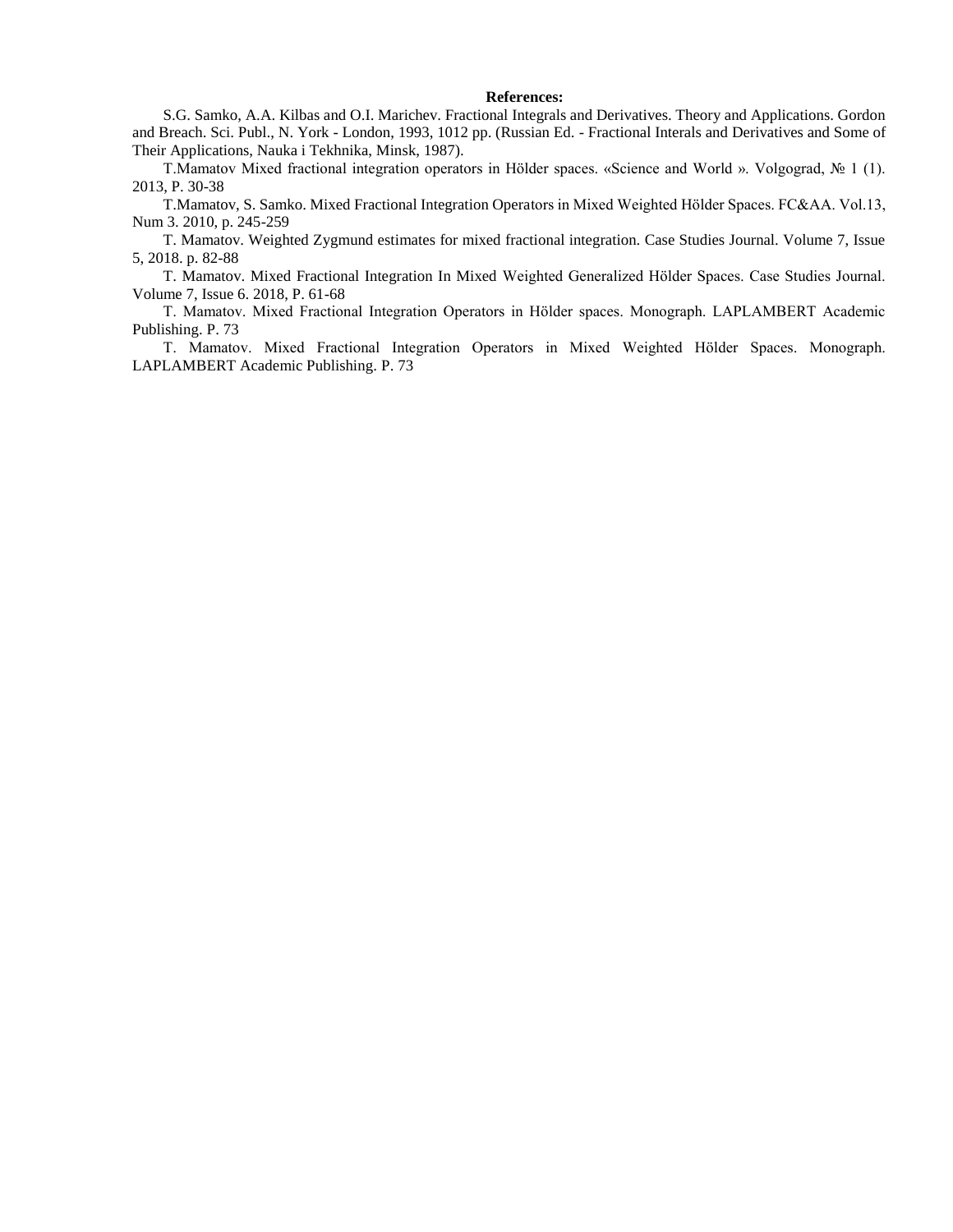**References:**

S.G. Samko, A.A. Kilbas and O.I. Marichev. Fractional Integrals and Derivatives. Theory and Applications. Gordon and Breach. Sci. Publ., N. York - London, 1993, 1012 pp. (Russian Ed. - Fractional Interals and Derivatives and Some of Their Applications, Nauka i Tekhnika, Minsk, 1987).

T.Mamatov Mixed fractional integration operators in Hölder spaces. «Science and World ». Volgograd, № 1 (1). 2013, P. 30-38

T.Mamatov, S. Samko. Mixed Fractional Integration Operators in Mixed Weighted Hölder Spaces. FC&AA. Vol.13, Num 3. 2010, p. 245-259

T. Mamatov. Weighted Zygmund estimates for mixed fractional integration. Case Studies Journal. Volume 7, Issue 5, 2018. p. 82-88

T. Mamatov. Mixed Fractional Integration In Mixed Weighted Generalized Hölder Spaces. Case Studies Journal. Volume 7, Issue 6. 2018, P. 61-68

T. Mamatov. Mixed Fractional Integration Operators in Hölder spaces. Monograph. LAPLAMBERT Academic Publishing. P. 73

T. Mamatov. Mixed Fractional Integration Operators in Mixed Weighted Hölder Spaces. Monograph. LAPLAMBERT Academic Publishing. P. 73